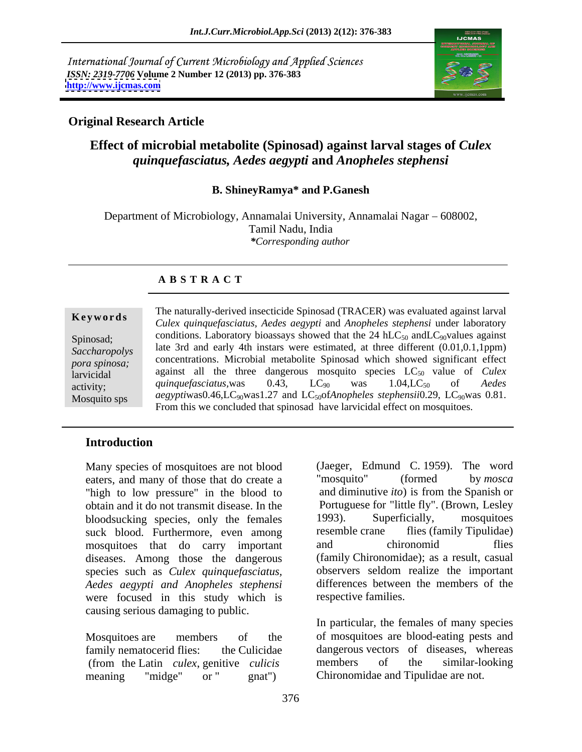International Journal of Current Microbiology and Applied Sciences
*ISSN: 2319-7706* **Volume 2 Number 12 (2013) pp. 376-383**
**http://www.ijcmas.com**

**Original Research Article**

# Effect of microbial metabolite (Spinosad) against larval stages of *Culex quinquefasciatus, Aedes aegypti* and *Anopheles stephensi*

**B. ShineyRamya\* and P.Ganesh**

Department of Microbiology, Annamalai University, Annamalai Nagar – 608002, Tamil Nadu, India
*\*Corresponding author*

## A B S T R A C T

**Keywords**

Spinosad; *Saccharopolyspora spinosa;* larvicidal activity; Mosquito sps

The naturally-derived insecticide Spinosad (TRACER) was evaluated against larval *Culex quinquefasciatus, Aedes aegypti* and *Anopheles stephensi* under laboratory conditions. Laboratory bioassays showed that the 24 h$LC_{50}$ and$LC_{90}$values against late 3rd and early 4th instars were estimated, at three different (0.01,0.1,1ppm) concentrations. Microbial metabolite Spinosad which showed significant effect against all the three dangerous mosquito species $LC_{50}$ value of *Culex quinquefasciatus,*was 0.43, $LC_{90}$ was 1.04,$LC_{50}$ of *Aedes aegypti*was0.46,$LC_{90}$was1.27 and $LC_{50}$of*Anopheles stephensii*0.29, $LC_{90}$was 0.81. From this we concluded that spinosad have larvicidal effect on mosquitoes.

## Introduction

Many species of mosquitoes are not blood eaters, and many of those that do create a "high to low pressure" in the blood to obtain and it do not transmit disease. In the bloodsucking species, only the females suck blood. Furthermore, even among mosquitoes that do carry important diseases. Among those the dangerous species such as *Culex quinquefasciatus, Aedes aegypti and Anopheles stephensi* were focused in this study which is causing serious damaging to public.

Mosquitoes are members of the family nematocerid flies: the Culicidae (from the Latin *culex*, genitive *culicis* meaning "midge" or " gnat") (Jaeger, Edmund C. 1959). The word "mosquito" (formed by *mosca* and diminutive *ito*) is from the Spanish or Portuguese for "little fly". (Brown, Lesley 1993). Superficially, mosquitoes resemble crane flies (family Tipulidae) and chironomid flies (family Chironomidae); as a result, casual observers seldom realize the important differences between the members of the respective families.

In particular, the females of many species of mosquitoes are blood-eating pests and dangerous vectors of diseases, whereas members of the similar-looking Chironomidae and Tipulidae are not.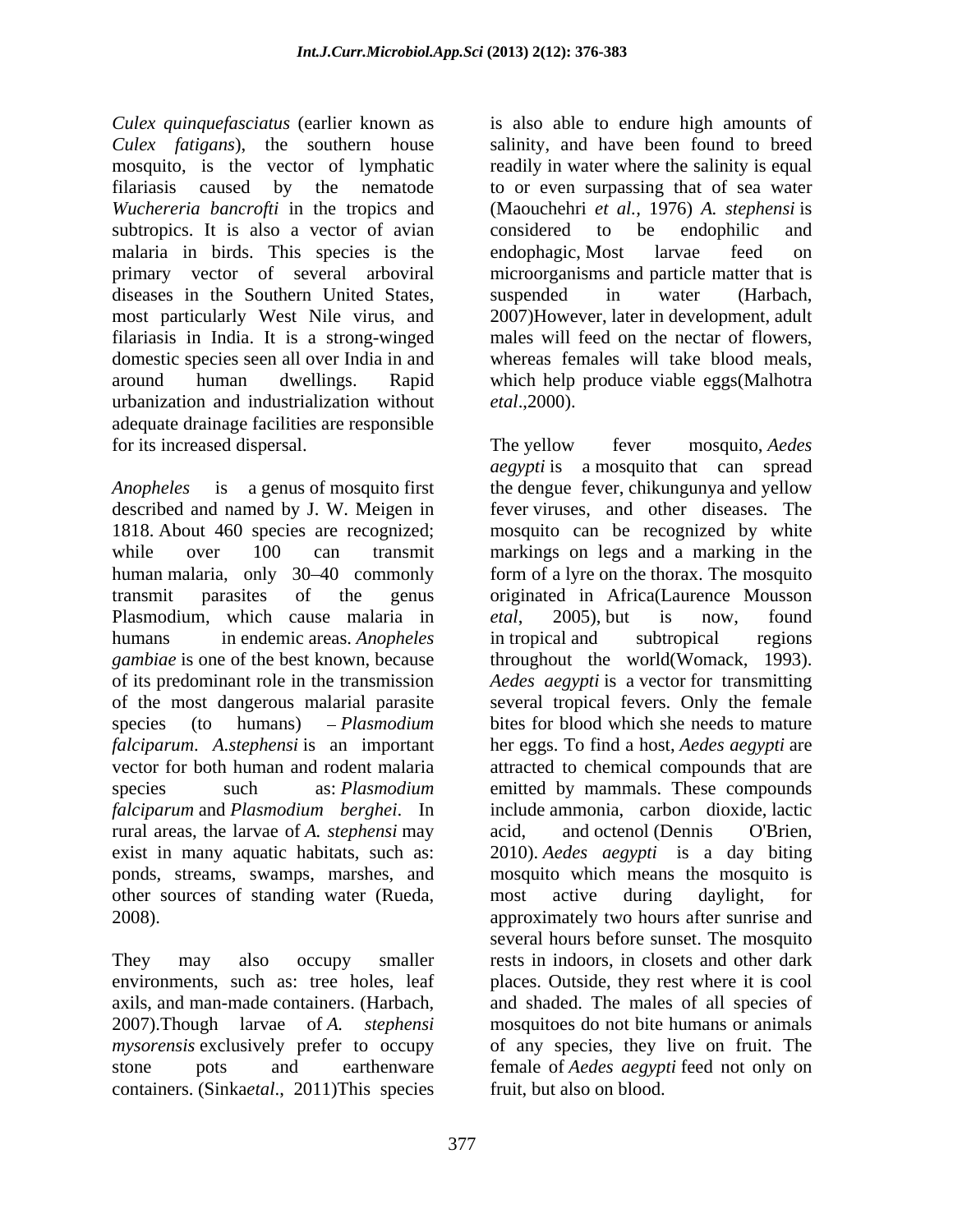*Culex quinquefasciatus* (earlier known as *Culex fatigans*), the southern house mosquito, is the vector of lymphatic filariasis caused by the nematode *Wuchereria bancrofti* in the tropics and subtropics. It is also a vector of avian malaria in birds. This species is the primary vector of several arboviral diseases in the Southern United States, most particularly West Nile virus, and filariasis in India. It is a strong-winged domestic species seen all over India in and around human dwellings. Rapid urbanization and industrialization without adequate drainage facilities are responsible for its increased dispersal.

*Anopheles* is a genus of mosquito first described and named by J. W. Meigen in 1818. About 460 species are recognized; while over 100 can transmit human malaria, only 30–40 commonly transmit parasites of the genus Plasmodium, which cause malaria in humans in endemic areas. *Anopheles gambiae* is one of the best known, because of its predominant role in the transmission of the most dangerous malarial parasite species (to humans) – *Plasmodium falciparum*. *A.stephensi* is an important vector for both human and rodent malaria species such as: *Plasmodium falciparum* and *Plasmodium berghei*. In rural areas, the larvae of *A. stephensi* may exist in many aquatic habitats, such as: ponds, streams, swamps, marshes, and other sources of standing water (Rueda, 2008).

They may also occupy smaller environments, such as: tree holes, leaf axils, and man-made containers. (Harbach, 2007).Though larvae of *A. stephensi mysorensis* exclusively prefer to occupy stone pots and earthenware containers. (Sinka*etal*., 2011)This species is also able to endure high amounts of salinity, and have been found to breed readily in water where the salinity is equal to or even surpassing that of sea water (Maouchehri *et al.,* 1976) *A. stephensi* is considered to be endophilic and endophagic, Most larvae feed on microorganisms and particle matter that is suspended in water (Harbach, 2007)However, later in development, adult males will feed on the nectar of flowers, whereas females will take blood meals, which help produce viable eggs(Malhotra *etal*.,2000).

The yellow fever mosquito, *Aedes aegypti* is a mosquito that can spread the dengue fever, chikungunya and yellow fever viruses, and other diseases. The mosquito can be recognized by white markings on legs and a marking in the form of a lyre on the thorax. The mosquito originated in Africa(Laurence Mousson *etal*, 2005), but is now, found in tropical and subtropical regions throughout the world(Womack, 1993). *Aedes aegypti* is a vector for transmitting several tropical fevers. Only the female bites for blood which she needs to mature her eggs. To find a host, *Aedes aegypti* are attracted to chemical compounds that are emitted by mammals. These compounds include ammonia, carbon dioxide, lactic acid, and octenol (Dennis O'Brien, 2010). *Aedes aegypti* is a day biting mosquito which means the mosquito is most active during daylight, for approximately two hours after sunrise and several hours before sunset. The mosquito rests in indoors, in closets and other dark places. Outside, they rest where it is cool and shaded. The males of all species of mosquitoes do not bite humans or animals of any species, they live on fruit. The female of *Aedes aegypti* feed not only on fruit, but also on blood.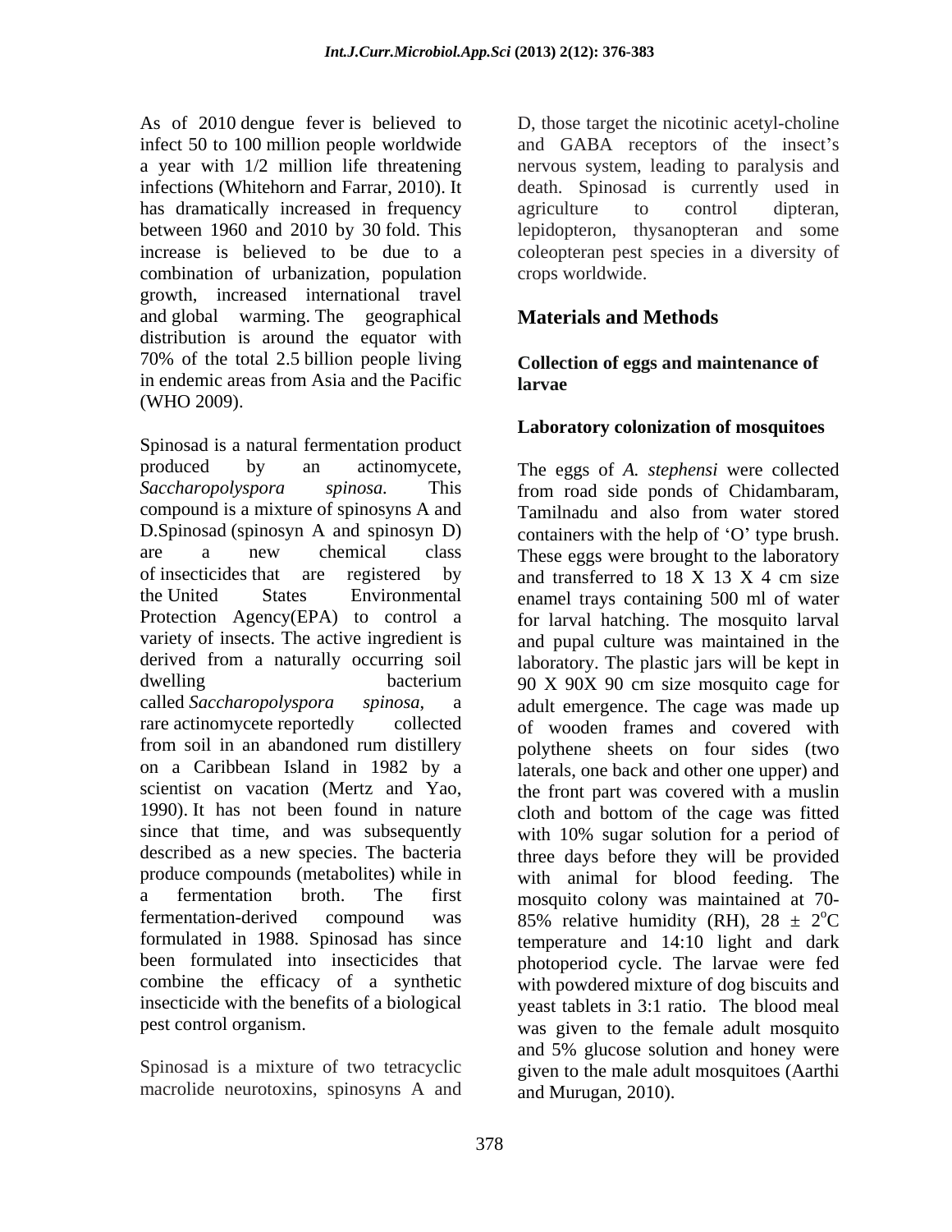As of 2010 dengue fever is believed to infect 50 to 100 million people worldwide a year with 1/2 million life threatening infections (Whitehorn and Farrar, 2010). It has dramatically increased in frequency between 1960 and 2010 by 30 fold. This increase is believed to be due to a combination of urbanization, population growth, increased international travel and global warming. The geographical distribution is around the equator with 70% of the total 2.5 billion people living in endemic areas from Asia and the Pacific (WHO 2009).

Spinosad is a natural fermentation product produced by an actinomycete, *Saccharopolyspora spinosa.* This compound is a mixture of spinosyns A and D.Spinosad (spinosyn A and spinosyn D) are a new chemical class of insecticides that are registered by the United States Environmental Protection Agency(EPA) to control a variety of insects. The active ingredient is derived from a naturally occurring soil dwelling bacterium called *Saccharopolyspora spinosa*, a rare actinomycete reportedly collected from soil in an abandoned rum distillery on a Caribbean Island in 1982 by a scientist on vacation (Mertz and Yao, 1990). It has not been found in nature since that time, and was subsequently described as a new species. The bacteria produce compounds (metabolites) while in a fermentation broth. The first fermentation-derived compound was formulated in 1988. Spinosad has since been formulated into insecticides that combine the efficacy of a synthetic insecticide with the benefits of a biological pest control organism.

Spinosad is a mixture of two tetracyclic macrolide neurotoxins, spinosyns A and D, those target the nicotinic acetyl-choline and GABA receptors of the insect's nervous system, leading to paralysis and death. Spinosad is currently used in agriculture to control dipteran, lepidopteron, thysanopteran and some coleopteran pest species in a diversity of crops worldwide.

## Materials and Methods

### Collection of eggs and maintenance of larvae

#### Laboratory colonization of mosquitoes

The eggs of *A. stephensi* were collected from road side ponds of Chidambaram, Tamilnadu and also from water stored containers with the help of 'O' type brush. These eggs were brought to the laboratory and transferred to 18 X 13 X 4 cm size enamel trays containing 500 ml of water for larval hatching. The mosquito larval and pupal culture was maintained in the laboratory. The plastic jars will be kept in 90 X 90X 90 cm size mosquito cage for adult emergence. The cage was made up of wooden frames and covered with polythene sheets on four sides (two laterals, one back and other one upper) and the front part was covered with a muslin cloth and bottom of the cage was fitted with 10% sugar solution for a period of three days before they will be provided with animal for blood feeding. The mosquito colony was maintained at 70-85% relative humidity (RH), 28 ± 2$^{o}$C temperature and 14:10 light and dark photoperiod cycle. The larvae were fed with powdered mixture of dog biscuits and yeast tablets in 3:1 ratio. The blood meal was given to the female adult mosquito and 5% glucose solution and honey were given to the male adult mosquitoes (Aarthi and Murugan, 2010).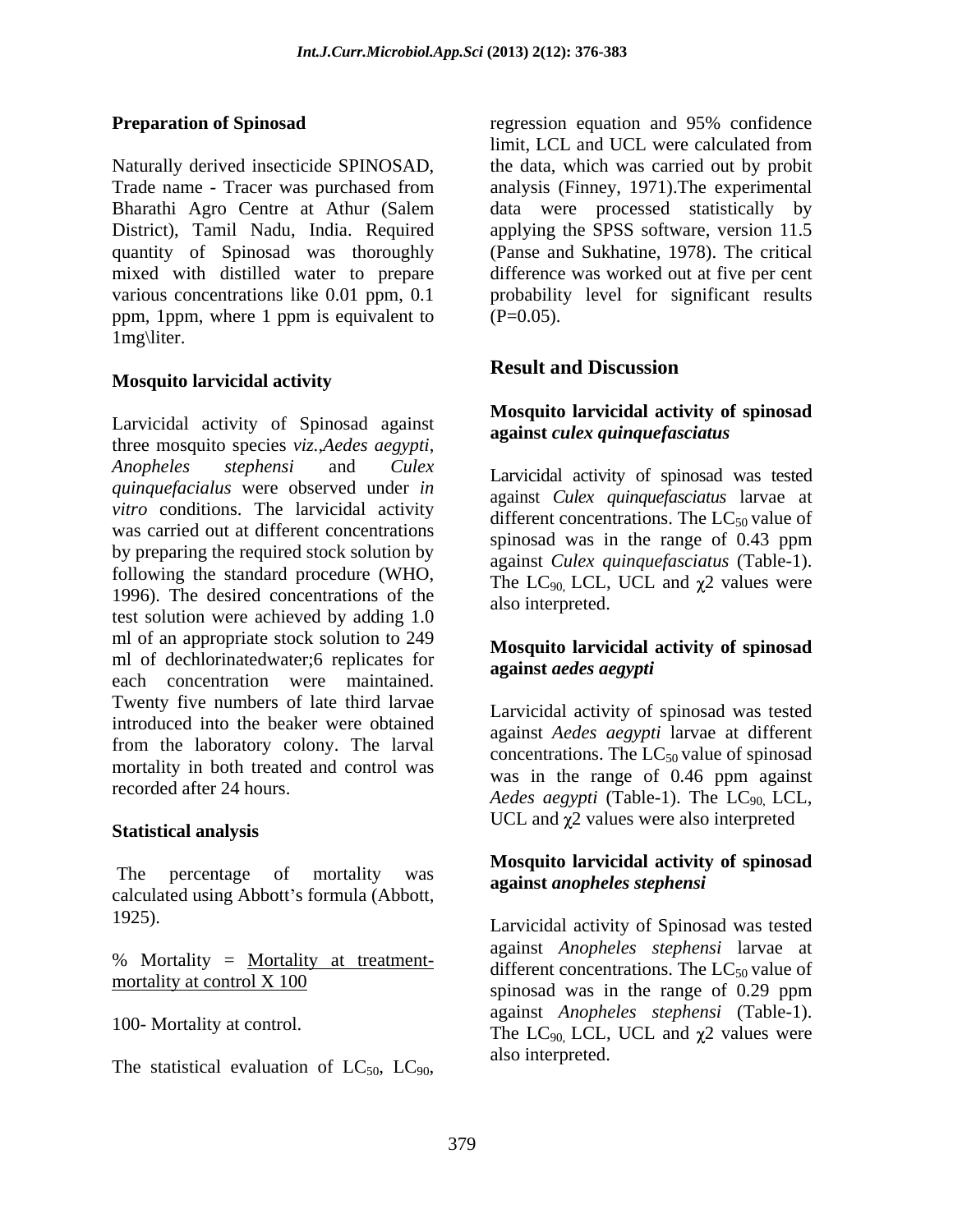**Preparation of Spinosad**

Naturally derived insecticide SPINOSAD, Trade name - Tracer was purchased from Bharathi Agro Centre at Athur (Salem District), Tamil Nadu, India. Required quantity of Spinosad was thoroughly mixed with distilled water to prepare various concentrations like 0.01 ppm, 0.1 ppm, 1ppm, where 1 ppm is equivalent to 1mg\liter.

**Mosquito larvicidal activity**

Larvicidal activity of Spinosad against three mosquito species *viz.,Aedes aegypti*, *Anopheles stephensi* and *Culex quinquefacialus* were observed under *in vitro* conditions. The larvicidal activity was carried out at different concentrations by preparing the required stock solution by following the standard procedure (WHO, 1996). The desired concentrations of the test solution were achieved by adding 1.0 ml of an appropriate stock solution to 249 ml of dechlorinatedwater;6 replicates for each concentration were maintained. Twenty five numbers of late third larvae introduced into the beaker were obtained from the laboratory colony. The larval mortality in both treated and control was recorded after 24 hours.

**Statistical analysis**

The percentage of mortality was calculated using Abbott's formula (Abbott, 1925).

% Mortality = Mortality at treatment-mortality at control X 100

100- Mortality at control.

The statistical evaluation of $LC_{50}$, $LC_{90}$, regression equation and 95% confidence limit, LCL and UCL were calculated from the data, which was carried out by probit analysis (Finney, 1971).The experimental data were processed statistically by applying the SPSS software, version 11.5 (Panse and Sukhatine, 1978). The critical difference was worked out at five per cent probability level for significant results (P=0.05).

## Result and Discussion

**Mosquito larvicidal activity of spinosad against *culex quinquefasciatus***

Larvicidal activity of spinosad was tested against *Culex quinquefasciatus* larvae at different concentrations. The $LC_{50}$ value of spinosad was in the range of 0.43 ppm against *Culex quinquefasciatus* (Table-1). The $LC_{90,}$ LCL, UCL and $\chi 2$ values were also interpreted.

**Mosquito larvicidal activity of spinosad against *aedes aegypti***

Larvicidal activity of spinosad was tested against *Aedes aegypti* larvae at different concentrations. The $LC_{50}$ value of spinosad was in the range of 0.46 ppm against *Aedes aegypti* (Table-1). The $LC_{90,}$ LCL, UCL and $\chi 2$ values were also interpreted

**Mosquito larvicidal activity of spinosad against *anopheles stephensi***

Larvicidal activity of Spinosad was tested against *Anopheles stephensi* larvae at different concentrations. The $LC_{50}$ value of spinosad was in the range of 0.29 ppm against *Anopheles stephensi* (Table-1). The $LC_{90,}$ LCL, UCL and $\chi 2$ values were also interpreted.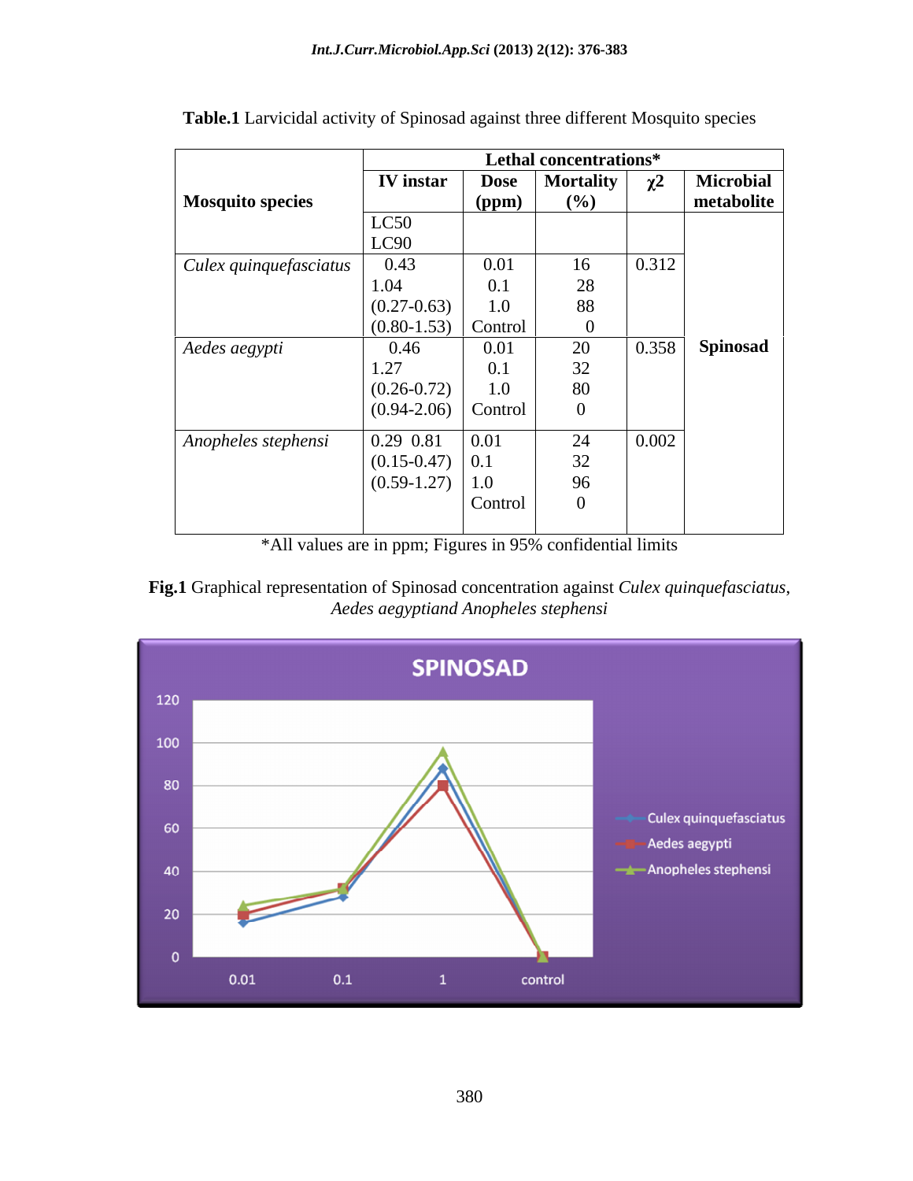**Table.1** Larvicidal activity of Spinosad against three different Mosquito species

| Mosquito species | Lethal concentrations* | | | | |
|---|---|---|---|---|---|
| | IV instar | Dose (ppm) | Mortality (%) | χ2 | Microbial metabolite |
| | LC50<br>LC90 | | | | |
| *Culex quinquefasciatus* | 0.43<br>1.04<br>(0.27-0.63)<br>(0.80-1.53) | 0.01<br>0.1<br>1.0<br>Control | 16<br>28<br>88<br>0 | 0.312 | |
| *Aedes aegypti* | 0.46<br>1.27<br>(0.26-0.72)<br>(0.94-2.06) | 0.01<br>0.1<br>1.0<br>Control | 20<br>32<br>80<br>0 | 0.358 | **Spinosad** |
| *Anopheles stephensi* | 0.29 0.81<br>(0.15-0.47)<br>(0.59-1.27) | 0.01<br>0.1<br>1.0<br>Control | 24<br>32<br>96<br>0 | 0.002 | |

*All values are in ppm; Figures in 95% confidential limits

**Fig.1** Graphical representation of Spinosad concentration against *Culex quinquefasciatus*, *Aedes aegyptiand Anopheles stephensi*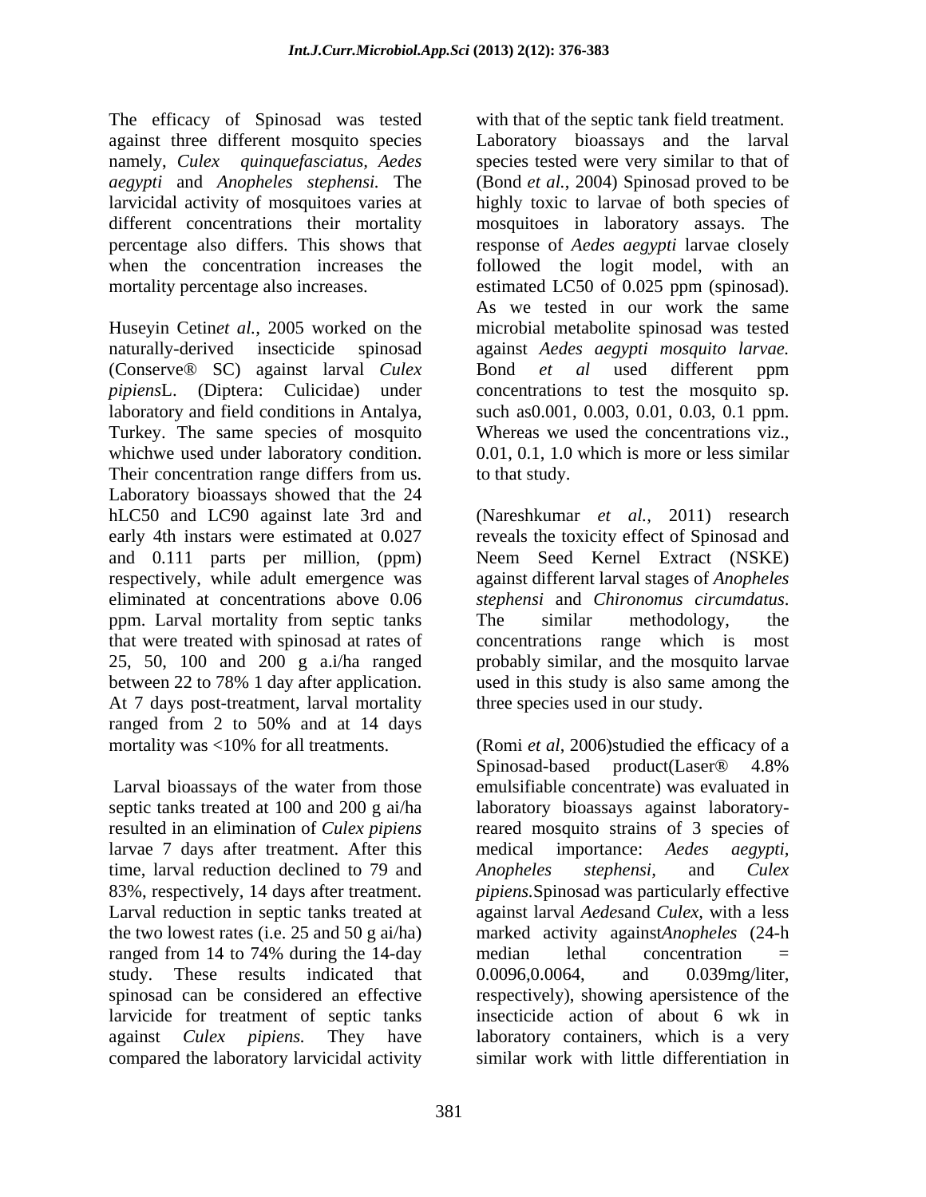The efficacy of Spinosad was tested against three different mosquito species namely, *Culex quinquefasciatus*, *Aedes aegypti* and *Anopheles stephensi.* The larvicidal activity of mosquitoes varies at different concentrations their mortality percentage also differs. This shows that when the concentration increases the mortality percentage also increases.

Huseyin Cetin*et al.*, 2005 worked on the naturally-derived insecticide spinosad (Conserve® SC) against larval *Culex pipiens*L. (Diptera: Culicidae) under laboratory and field conditions in Antalya, Turkey. The same species of mosquito whichwe used under laboratory condition. Their concentration range differs from us. Laboratory bioassays showed that the 24 hLC50 and LC90 against late 3rd and early 4th instars were estimated at 0.027 and 0.111 parts per million, (ppm) respectively, while adult emergence was eliminated at concentrations above 0.06 ppm. Larval mortality from septic tanks that were treated with spinosad at rates of 25, 50, 100 and 200 g a.i/ha ranged between 22 to 78% 1 day after application. At 7 days post-treatment, larval mortality ranged from 2 to 50% and at 14 days mortality was <10% for all treatments.

Larval bioassays of the water from those septic tanks treated at 100 and 200 g ai/ha resulted in an elimination of *Culex pipiens* larvae 7 days after treatment. After this time, larval reduction declined to 79 and 83%, respectively, 14 days after treatment. Larval reduction in septic tanks treated at the two lowest rates (i.e. 25 and 50 g ai/ha) ranged from 14 to 74% during the 14-day study. These results indicated that spinosad can be considered an effective larvicide for treatment of septic tanks against *Culex pipiens.* They have compared the laboratory larvicidal activity with that of the septic tank field treatment. Laboratory bioassays and the larval species tested were very similar to that of (Bond *et al.*, 2004) Spinosad proved to be highly toxic to larvae of both species of mosquitoes in laboratory assays. The response of *Aedes aegypti* larvae closely followed the logit model, with an estimated LC50 of 0.025 ppm (spinosad). As we tested in our work the same microbial metabolite spinosad was tested against *Aedes aegypti mosquito larvae.* Bond *et al* used different ppm concentrations to test the mosquito sp. such as0.001, 0.003, 0.01, 0.03, 0.1 ppm. Whereas we used the concentrations viz., 0.01, 0.1, 1.0 which is more or less similar to that study.

(Nareshkumar *et al.*, 2011) research reveals the toxicity effect of Spinosad and Neem Seed Kernel Extract (NSKE) against different larval stages of *Anopheles stephensi* and *Chironomus circumdatus*. The similar methodology, the concentrations range which is most probably similar, and the mosquito larvae used in this study is also same among the three species used in our study.

(Romi *et al*, 2006)studied the efficacy of a Spinosad-based product(Laser® 4.8% emulsifiable concentrate) was evaluated in laboratory bioassays against laboratory-reared mosquito strains of 3 species of medical importance: *Aedes aegypti*, *Anopheles stephensi*, and *Culex pipiens.*Spinosad was particularly effective against larval *Aedes*and *Culex*, with a less marked activity against*Anopheles* (24-h median lethal concentration = 0.0096,0.0064, and 0.039mg/liter, respectively), showing apersistence of the insecticide action of about 6 wk in laboratory containers, which is a very similar work with little differentiation in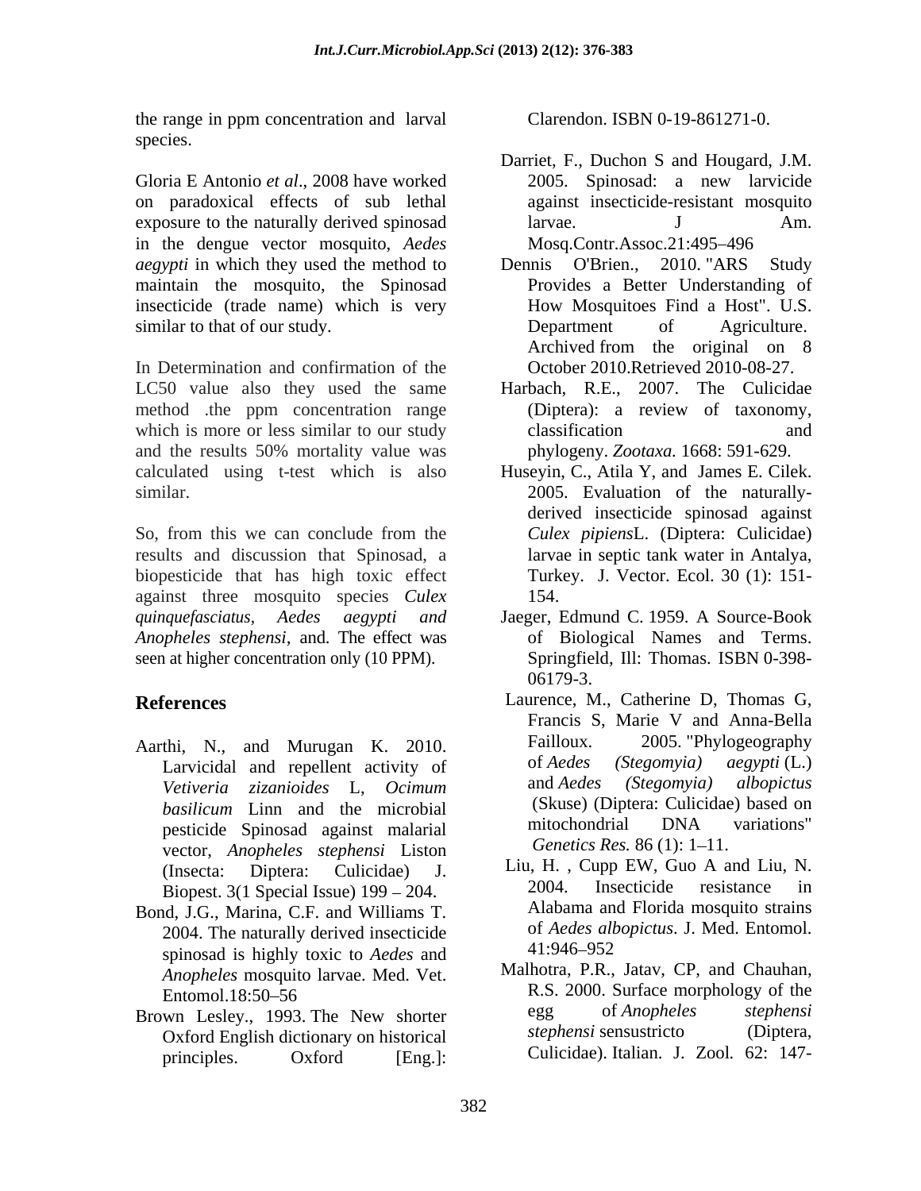the range in ppm concentration and larval species.

Gloria E Antonio *et al*., 2008 have worked on paradoxical effects of sub lethal exposure to the naturally derived spinosad in the dengue vector mosquito, *Aedes aegypti* in which they used the method to maintain the mosquito, the Spinosad insecticide (trade name) which is very similar to that of our study.

In Determination and confirmation of the LC50 value also they used the same method .the ppm concentration range which is more or less similar to our study and the results 50% mortality value was calculated using t-test which is also similar.

So, from this we can conclude from the results and discussion that Spinosad, a biopesticide that has high toxic effect against three mosquito species *Culex quinquefasciatus, Aedes aegypti and Anopheles stephensi*, and. The effect was seen at higher concentration only (10 PPM).

## References

Aarthi, N., and Murugan K. 2010. Larvicidal and repellent activity of *Vetiveria zizanioides* L, *Ocimum basilicum* Linn and the microbial pesticide Spinosad against malarial vector, *Anopheles stephensi* Liston (Insecta: Diptera: Culicidae) J. Biopest. 3(1 Special Issue) 199 – 204.

Bond, J.G., Marina, C.F. and Williams T. 2004. The naturally derived insecticide spinosad is highly toxic to *Aedes* and *Anopheles* mosquito larvae. Med. Vet. Entomol.18:50–56

Brown Lesley., 1993. The New shorter Oxford English dictionary on historical principles. Oxford [Eng.]: Clarendon. ISBN 0-19-861271-0.

Darriet, F., Duchon S and Hougard, J.M. 2005. Spinosad: a new larvicide against insecticide-resistant mosquito larvae. J Am. Mosq.Contr.Assoc.21:495–496

Dennis O'Brien., 2010. "ARS Study Provides a Better Understanding of How Mosquitoes Find a Host". U.S. Department of Agriculture. Archived from the original on 8 October 2010.Retrieved 2010-08-27.

Harbach, R.E., 2007. The Culicidae (Diptera): a review of taxonomy, classification and phylogeny. *Zootaxa.* 1668: 591-629.

Huseyin, C., Atila Y, and James E. Cilek. 2005. Evaluation of the naturally-derived insecticide spinosad against *Culex pipiens*L. (Diptera: Culicidae) larvae in septic tank water in Antalya, Turkey. J. Vector. Ecol. 30 (1): 151-154.

Jaeger, Edmund C. 1959. A Source-Book of Biological Names and Terms. Springfield, Ill: Thomas. ISBN 0-398-06179-3.

Laurence, M., Catherine D, Thomas G, Francis S, Marie V and Anna-Bella Failloux. 2005. "Phylogeography of *Aedes (Stegomyia) aegypti* (L.) and *Aedes (Stegomyia) albopictus* (Skuse) (Diptera: Culicidae) based on mitochondrial DNA variations" *Genetics Res.* 86 (1): 1–11.

Liu, H. , Cupp EW, Guo A and Liu, N. 2004. Insecticide resistance in Alabama and Florida mosquito strains of *Aedes albopictus*. J. Med. Entomol. 41:946–952

Malhotra, P.R., Jatav, CP, and Chauhan, R.S. 2000. Surface morphology of the egg of *Anopheles stephensi stephensi* sensustricto (Diptera, Culicidae). Italian. J. Zool*.* 62: 147-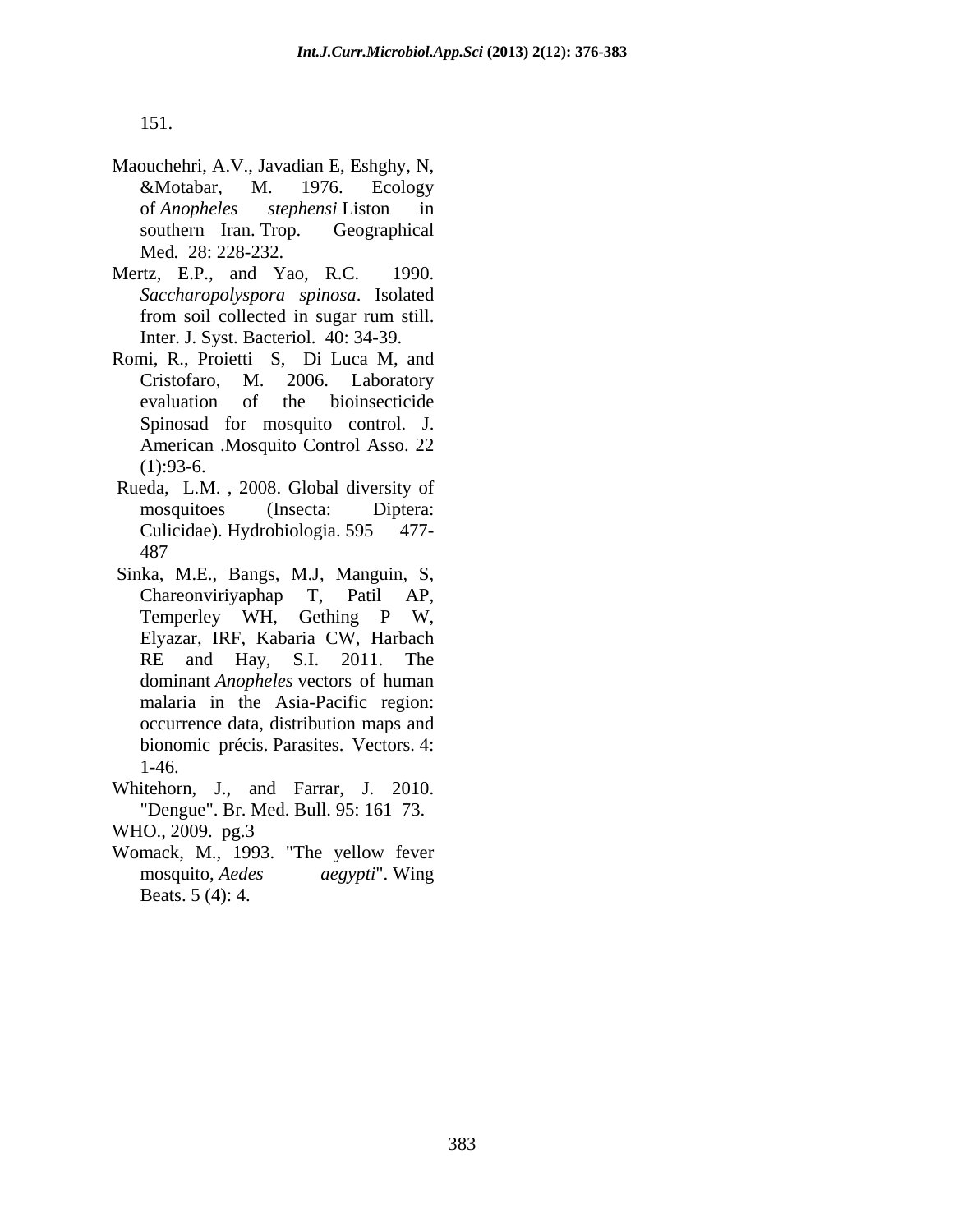151.

Maouchehri, A.V., Javadian E, Eshghy, N, &Motabar, M. 1976. Ecology of *Anopheles stephensi* Liston in southern Iran. Trop. Geographical Med. 28: 228-232.

Mertz, E.P., and Yao, R.C. 1990. *Saccharopolyspora spinosa*. Isolated from soil collected in sugar rum still. Inter. J. Syst. Bacteriol. 40: 34-39.

Romi, R., Proietti S, Di Luca M, and Cristofaro, M. 2006. Laboratory evaluation of the bioinsecticide Spinosad for mosquito control. J. American .Mosquito Control Asso. 22 (1):93-6.

Rueda, L.M. , 2008. Global diversity of mosquitoes (Insecta: Diptera: Culicidae). Hydrobiologia. 595 477-487

Sinka, M.E., Bangs, M.J, Manguin, S, Chareonviriyaphap T, Patil AP, Temperley WH, Gething P W, Elyazar, IRF, Kabaria CW, Harbach RE and Hay, S.I. 2011. The dominant *Anopheles* vectors of human malaria in the Asia-Pacific region: occurrence data, distribution maps and bionomic précis. Parasites. Vectors. 4: 1-46.

Whitehorn, J., and Farrar, J. 2010. "Dengue". Br. Med. Bull. 95: 161–73.

WHO., 2009. pg.3

Womack, M., 1993. "The yellow fever mosquito, *Aedes aegypti*". Wing Beats. 5 (4): 4.